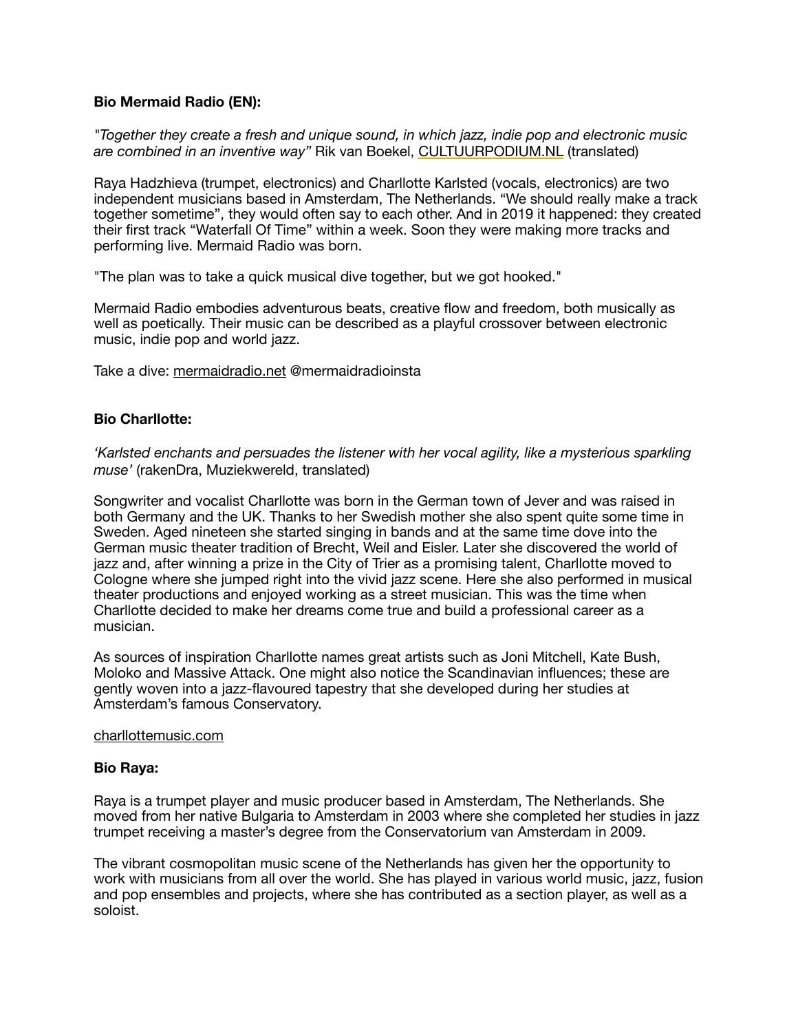**Bio Mermaid Radio (EN):**

*"Together they create a fresh and unique sound, in which jazz, indie pop and electronic music are combined in an inventive way"* Rik van Boekel, CULTUURPODIUM.NL (translated)

Raya Hadzhieva (trumpet, electronics) and Charllotte Karlsted (vocals, electronics) are two independent musicians based in Amsterdam, The Netherlands. "We should really make a track together sometime", they would often say to each other. And in 2019 it happened: they created their first track "Waterfall Of Time" within a week. Soon they were making more tracks and performing live. Mermaid Radio was born.

"The plan was to take a quick musical dive together, but we got hooked."

Mermaid Radio embodies adventurous beats, creative flow and freedom, both musically as well as poetically. Their music can be described as a playful crossover between electronic music, indie pop and world jazz.

Take a dive: mermaidradio.net @mermaidradioinsta

**Bio Charllotte:**

*'Karlsted enchants and persuades the listener with her vocal agility, like a mysterious sparkling muse'* (rakenDra, Muziekwereld, translated)

Songwriter and vocalist Charllotte was born in the German town of Jever and was raised in both Germany and the UK. Thanks to her Swedish mother she also spent quite some time in Sweden. Aged nineteen she started singing in bands and at the same time dove into the German music theater tradition of Brecht, Weil and Eisler. Later she discovered the world of jazz and, after winning a prize in the City of Trier as a promising talent, Charllotte moved to Cologne where she jumped right into the vivid jazz scene. Here she also performed in musical theater productions and enjoyed working as a street musician. This was the time when Charllotte decided to make her dreams come true and build a professional career as a musician.

As sources of inspiration Charllotte names great artists such as Joni Mitchell, Kate Bush, Moloko and Massive Attack. One might also notice the Scandinavian influences; these are gently woven into a jazz-flavoured tapestry that she developed during her studies at Amsterdam's famous Conservatory.

charllottemusic.com

**Bio Raya:**

Raya is a trumpet player and music producer based in Amsterdam, The Netherlands. She moved from her native Bulgaria to Amsterdam in 2003 where she completed her studies in jazz trumpet receiving a master's degree from the Conservatorium van Amsterdam in 2009.

The vibrant cosmopolitan music scene of the Netherlands has given her the opportunity to work with musicians from all over the world. She has played in various world music, jazz, fusion and pop ensembles and projects, where she has contributed as a section player, as well as a soloist.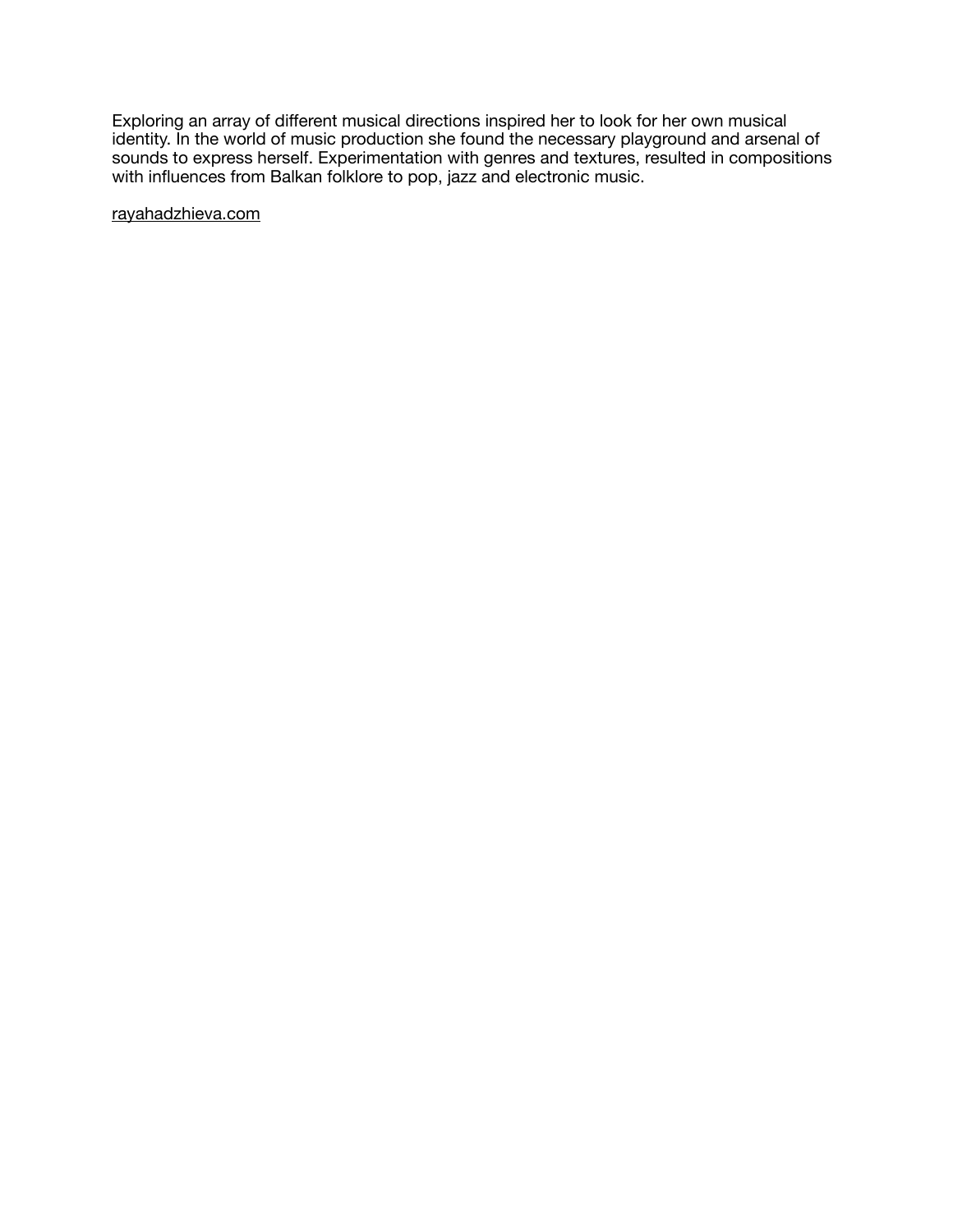Exploring an array of different musical directions inspired her to look for her own musical identity. In the world of music production she found the necessary playground and arsenal of sounds to express herself. Experimentation with genres and textures, resulted in compositions with influences from Balkan folklore to pop, jazz and electronic music.

rayahadzhieva.com